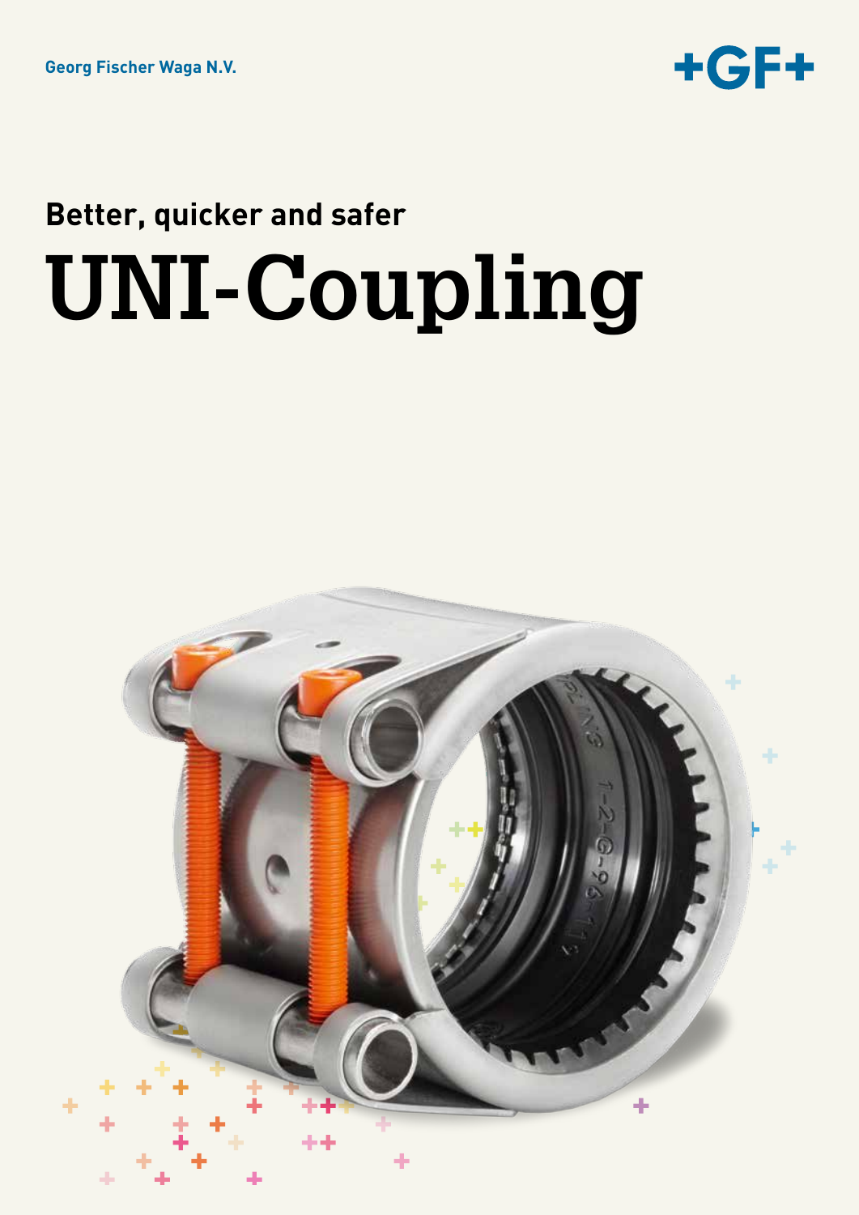Georg Fischer Waga N.V.

+GF+

## Better, quicker and safer

# UNI-Coupling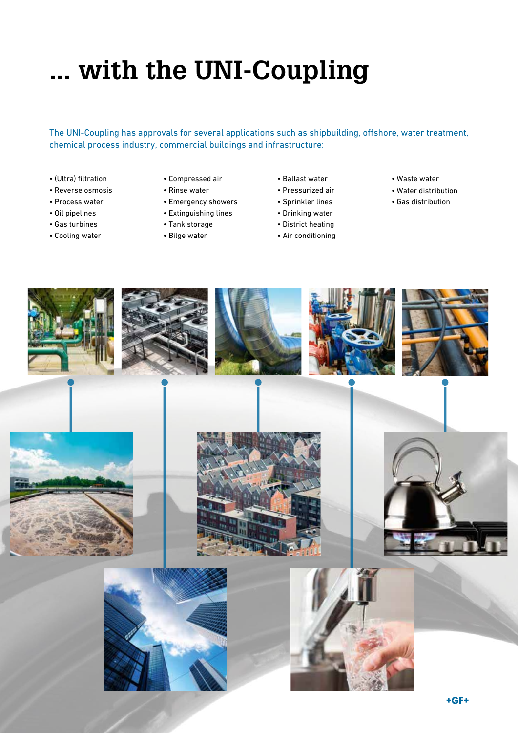# ... with the UNI-Coupling

The UNI-Coupling has approvals for several applications such as shipbuilding, offshore, water treatment, chemical process industry, commercial buildings and infrastructure:

- (Ultra) filtration
- Reverse osmosis
- Process water
- Oil pipelines
- Gas turbines
- Cooling water
- Compressed air
- Rinse water
- Emergency showers
- Extinguishing lines
- Tank storage
- Bilge water
- Ballast water
- Pressurized air
- Sprinkler lines
- Drinking water
- District heating
- Air conditioning
- Waste water
- Water distribution
- Gas distribution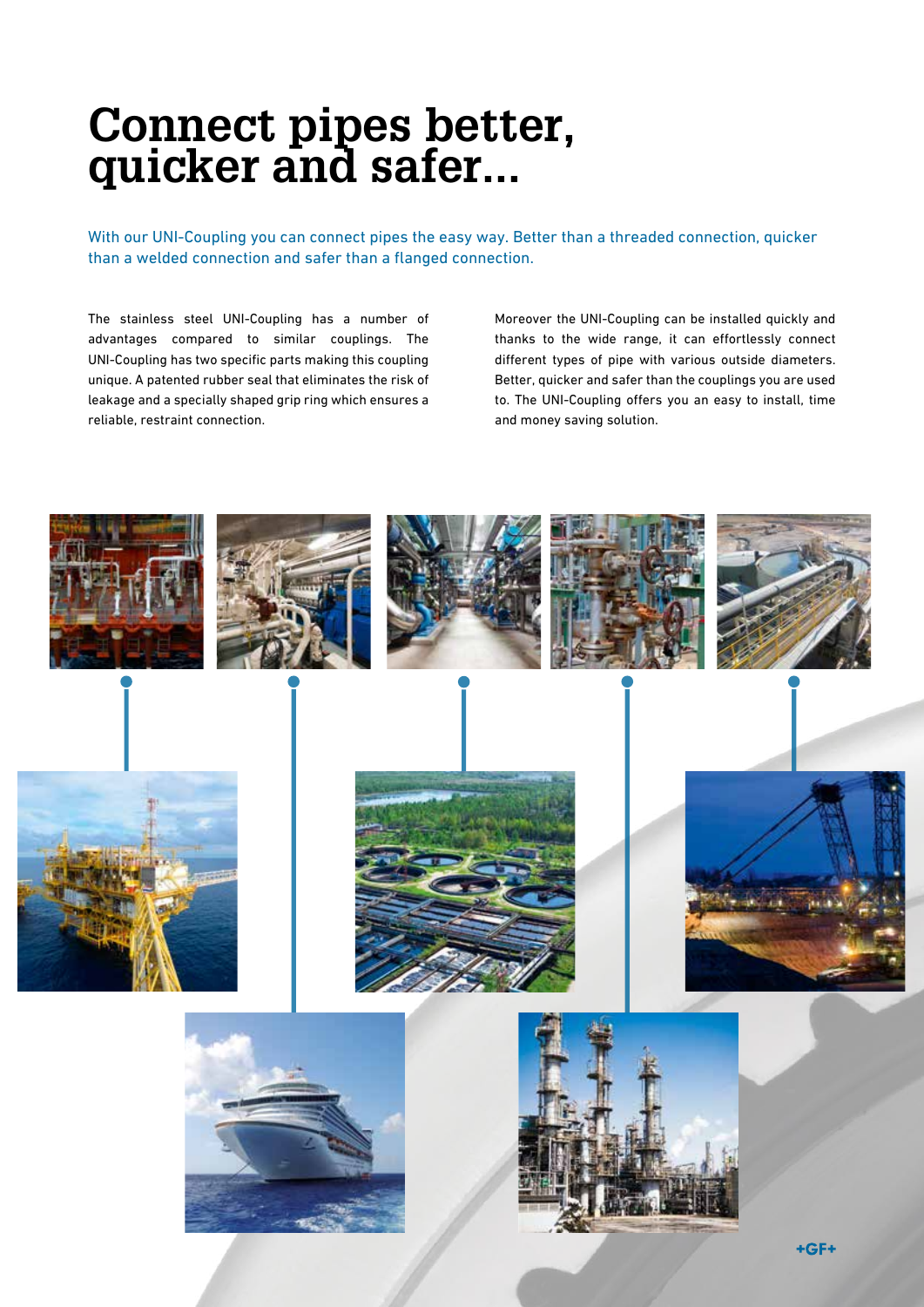# Connect pipes better, quicker and safer...

With our UNI-Coupling you can connect pipes the easy way. Better than a threaded connection, quicker than a welded connection and safer than a flanged connection.

The stainless steel UNI-Coupling has a number of advantages compared to similar couplings. The UNI-Coupling has two specific parts making this coupling unique. A patented rubber seal that eliminates the risk of leakage and a specially shaped grip ring which ensures a reliable, restraint connection.

Moreover the UNI-Coupling can be installed quickly and thanks to the wide range, it can effortlessly connect different types of pipe with various outside diameters. Better, quicker and safer than the couplings you are used to. The UNI-Coupling offers you an easy to install, time and money saving solution.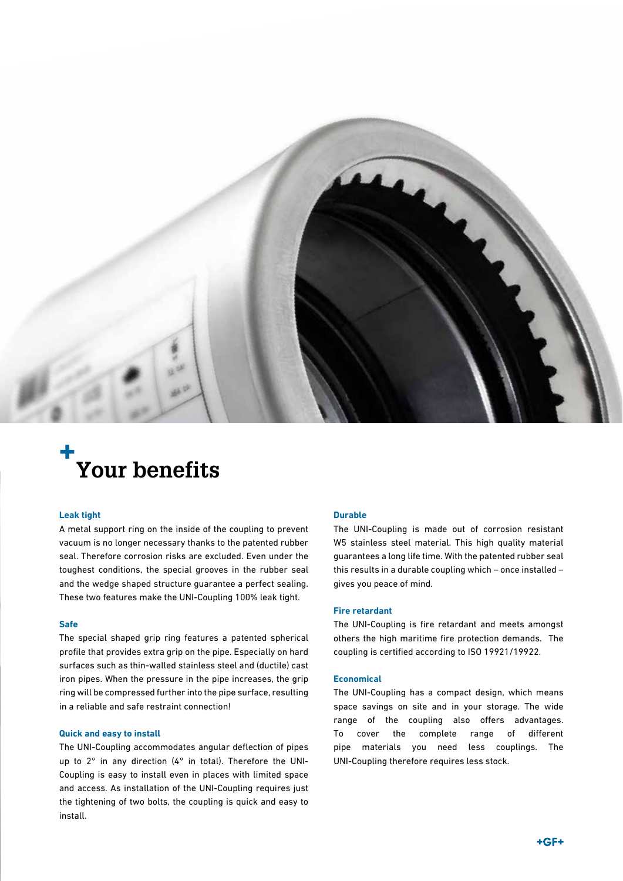# Your benefits

### Leak tight

A metal support ring on the inside of the coupling to prevent vacuum is no longer necessary thanks to the patented rubber seal. Therefore corrosion risks are excluded. Even under the toughest conditions, the special grooves in the rubber seal and the wedge shaped structure guarantee a perfect sealing. These two features make the UNI-Coupling 100% leak tight.

### Safe

The special shaped grip ring features a patented spherical profile that provides extra grip on the pipe. Especially on hard surfaces such as thin-walled stainless steel and (ductile) cast iron pipes. When the pressure in the pipe increases, the grip ring will be compressed further into the pipe surface, resulting in a reliable and safe restraint connection!

### Quick and easy to install

The UNI-Coupling accommodates angular deflection of pipes up to 2° in any direction (4° in total). Therefore the UNI-Coupling is easy to install even in places with limited space and access. As installation of the UNI-Coupling requires just the tightening of two bolts, the coupling is quick and easy to install.

### Durable

The UNI-Coupling is made out of corrosion resistant W5 stainless steel material. This high quality material guarantees a long life time. With the patented rubber seal this results in a durable coupling which – once installed – gives you peace of mind.

### Fire retardant

The UNI-Coupling is fire retardant and meets amongst others the high maritime fire protection demands. The coupling is certified according to ISO 19921/19922.

### Economical

The UNI-Coupling has a compact design, which means space savings on site and in your storage. The wide range of the coupling also offers advantages. To cover the complete range of different pipe materials you need less couplings. The UNI-Coupling therefore requires less stock.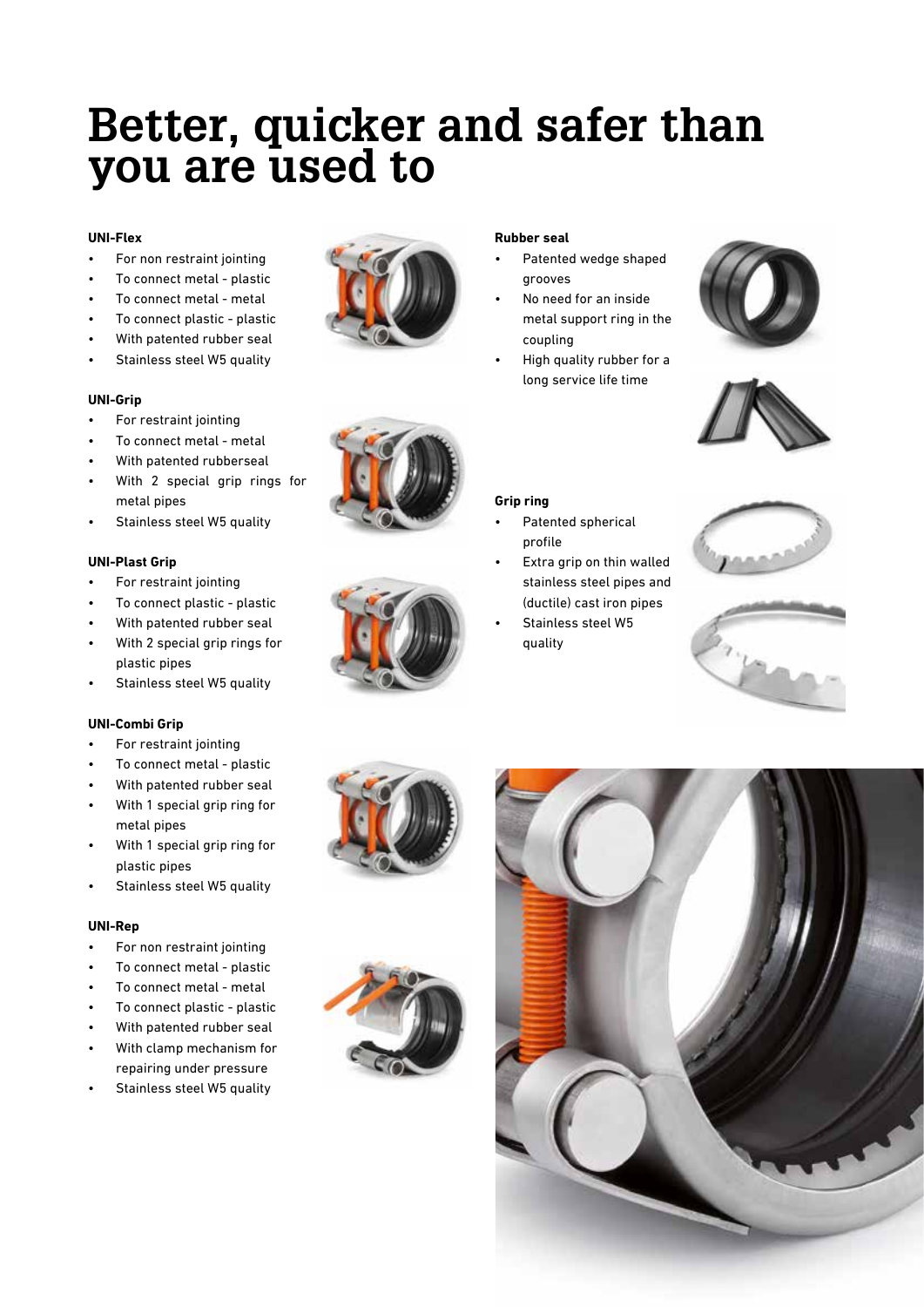# Better, quicker and safer than you are used to

**UNI-Flex**

- For non restraint jointing
- To connect metal - plastic
- To connect metal - metal
- To connect plastic - plastic
- With patented rubber seal
- Stainless steel W5 quality

**UNI-Grip**

- For restraint jointing
- To connect metal - metal
- With patented rubberseal
- With 2 special grip rings for metal pipes
- Stainless steel W5 quality

**UNI-Plast Grip**

- For restraint jointing
- To connect plastic - plastic
- With patented rubber seal
- With 2 special grip rings for plastic pipes
- Stainless steel W5 quality

**UNI-Combi Grip**

- For restraint jointing
- To connect metal - plastic
- With patented rubber seal
- With 1 special grip ring for metal pipes
- With 1 special grip ring for plastic pipes
- Stainless steel W5 quality

**UNI-Rep**

- For non restraint jointing
- To connect metal - plastic
- To connect metal - metal
- To connect plastic - plastic
- With patented rubber seal
- With clamp mechanism for repairing under pressure
- Stainless steel W5 quality

**Rubber seal**

- Patented wedge shaped grooves
- No need for an inside metal support ring in the coupling
- High quality rubber for a long service life time

**Grip ring**

- Patented spherical profile
- Extra grip on thin walled stainless steel pipes and (ductile) cast iron pipes
- Stainless steel W5 quality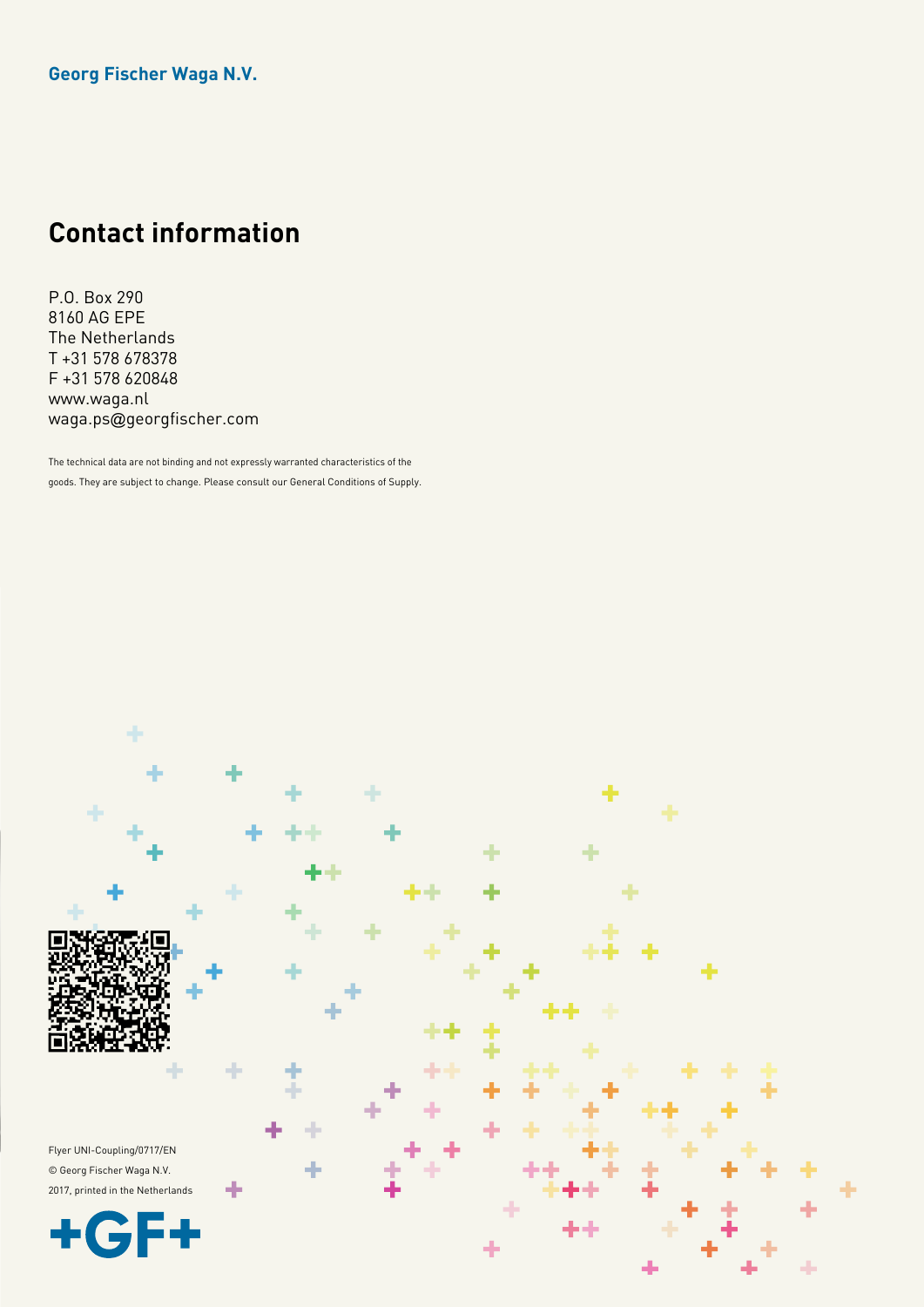**Georg Fischer Waga N.V.**

## Contact information

P.O. Box 290
8160 AG EPE
The Netherlands
T +31 578 678378
F +31 578 620848
www.waga.nl
waga.ps@georgfischer.com

The technical data are not binding and not expressly warranted characteristics of the goods. They are subject to change. Please consult our General Conditions of Supply.

Flyer UNI-Coupling/0717/EN
© Georg Fischer Waga N.V.
2017, printed in the Netherlands

+GF+